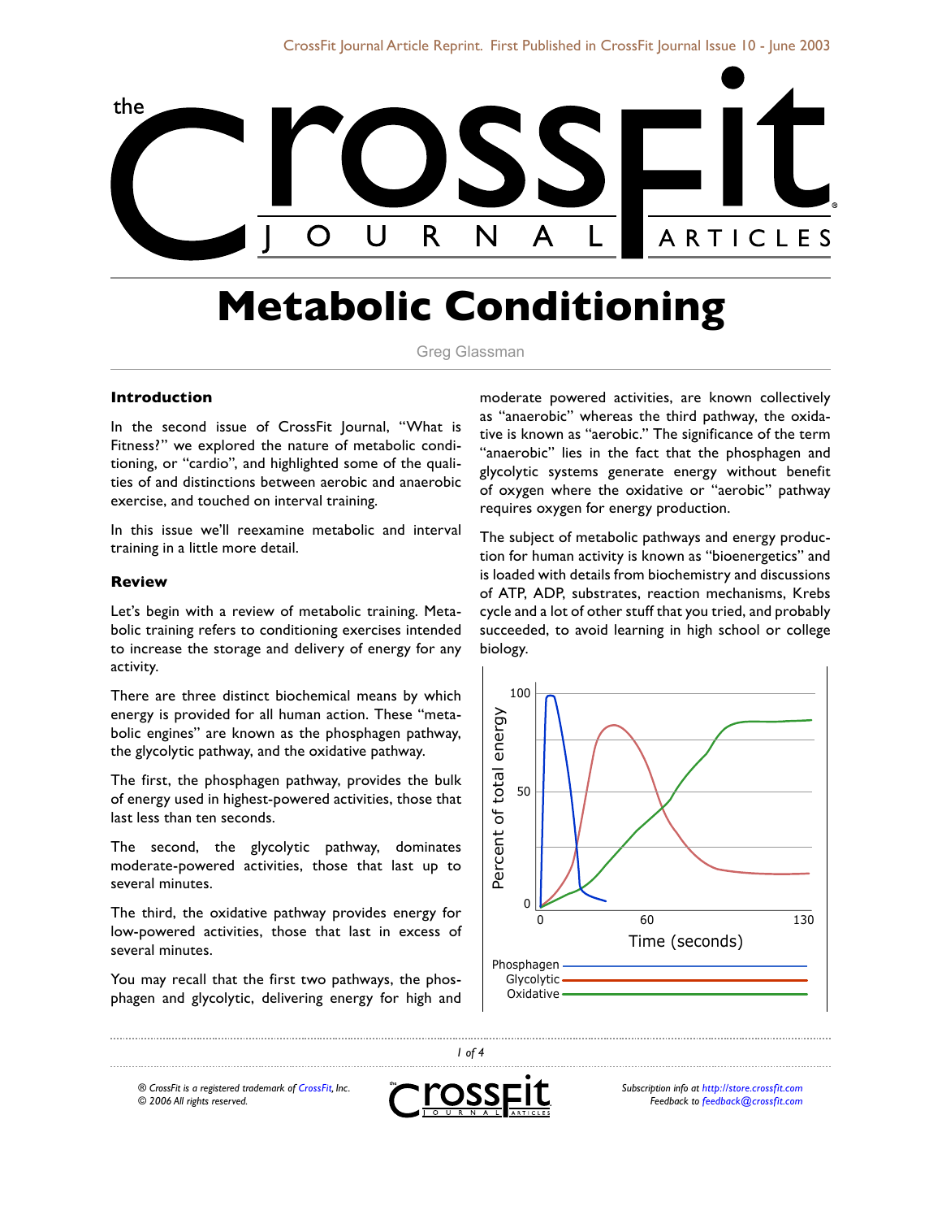# Metabolic Conditioning

Greg Glassman

## Introduction

In the second issue of CrossFit Journal, "What is Fitness?" we explored the nature of metabolic conditioning, or "cardio", and highlighted some of the qualities of and distinctions between aerobic and anaerobic exercise, and touched on interval training.

In this issue we'll reexamine metabolic and interval training in a little more detail.

## Review

Let's begin with a review of metabolic training. Metabolic training refers to conditioning exercises intended to increase the storage and delivery of energy for any activity.

There are three distinct biochemical means by which energy is provided for all human action. These "metabolic engines" are known as the phosphagen pathway, the glycolytic pathway, and the oxidative pathway.

The first, the phosphagen pathway, provides the bulk of energy used in highest-powered activities, those that last less than ten seconds.

The second, the glycolytic pathway, dominates moderate-powered activities, those that last up to several minutes.

The third, the oxidative pathway provides energy for low-powered activities, those that last in excess of several minutes.

You may recall that the first two pathways, the phosphagen and glycolytic, delivering energy for high and moderate powered activities, are known collectively as "anaerobic" whereas the third pathway, the oxidative is known as "aerobic." The significance of the term "anaerobic" lies in the fact that the phosphagen and glycolytic systems generate energy without benefit of oxygen where the oxidative or "aerobic" pathway requires oxygen for energy production.

The subject of metabolic pathways and energy production for human activity is known as "bioenergetics" and is loaded with details from biochemistry and discussions of ATP, ADP, substrates, reaction mechanisms, Krebs cycle and a lot of other stuff that you tried, and probably succeeded, to avoid learning in high school or college biology.

Percent of total energy (0, 50, 100) vs. Time (seconds) (0, 60, 130)

Phosphagen
Glycolytic
Oxidative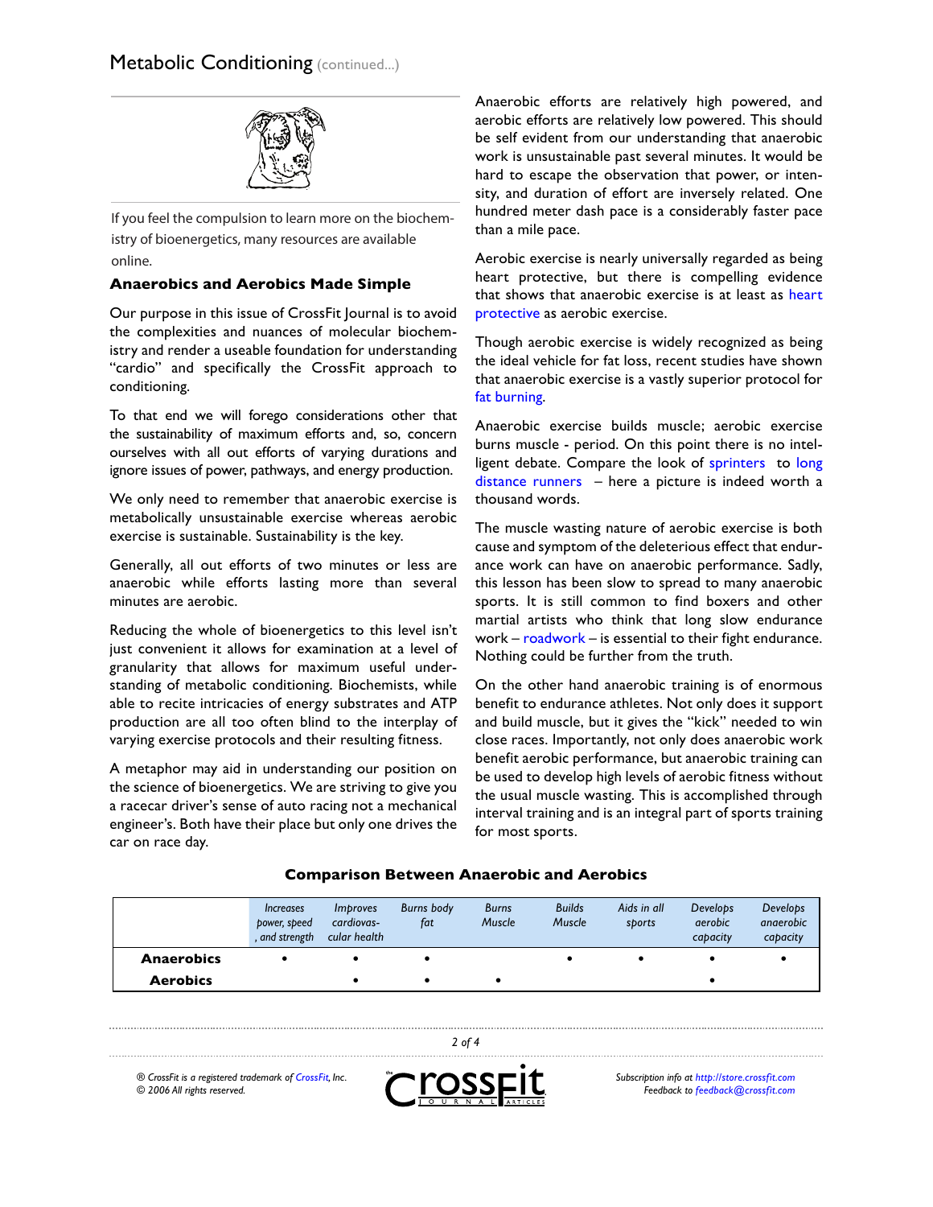If you feel the compulsion to learn more on the biochemistry of bioenergetics, many resources are available online.

### Anaerobics and Aerobics Made Simple

Our purpose in this issue of CrossFit Journal is to avoid the complexities and nuances of molecular biochemistry and render a useable foundation for understanding "cardio" and specifically the CrossFit approach to conditioning.

To that end we will forego considerations other that the sustainability of maximum efforts and, so, concern ourselves with all out efforts of varying durations and ignore issues of power, pathways, and energy production.

We only need to remember that anaerobic exercise is metabolically unsustainable exercise whereas aerobic exercise is sustainable. Sustainability is the key.

Generally, all out efforts of two minutes or less are anaerobic while efforts lasting more than several minutes are aerobic.

Reducing the whole of bioenergetics to this level isn't just convenient it allows for examination at a level of granularity that allows for maximum useful understanding of metabolic conditioning. Biochemists, while able to recite intricacies of energy substrates and ATP production are all too often blind to the interplay of varying exercise protocols and their resulting fitness.

A metaphor may aid in understanding our position on the science of bioenergetics. We are striving to give you a racecar driver's sense of auto racing not a mechanical engineer's. Both have their place but only one drives the car on race day.

Anaerobic efforts are relatively high powered, and aerobic efforts are relatively low powered. This should be self evident from our understanding that anaerobic work is unsustainable past several minutes. It would be hard to escape the observation that power, or intensity, and duration of effort are inversely related. One hundred meter dash pace is a considerably faster pace than a mile pace.

Aerobic exercise is nearly universally regarded as being heart protective, but there is compelling evidence that shows that anaerobic exercise is at least as heart protective as aerobic exercise.

Though aerobic exercise is widely recognized as being the ideal vehicle for fat loss, recent studies have shown that anaerobic exercise is a vastly superior protocol for fat burning.

Anaerobic exercise builds muscle; aerobic exercise burns muscle - period. On this point there is no intelligent debate. Compare the look of sprinters to long distance runners – here a picture is indeed worth a thousand words.

The muscle wasting nature of aerobic exercise is both cause and symptom of the deleterious effect that endurance work can have on anaerobic performance. Sadly, this lesson has been slow to spread to many anaerobic sports. It is still common to find boxers and other martial artists who think that long slow endurance work – roadwork – is essential to their fight endurance. Nothing could be further from the truth.

On the other hand anaerobic training is of enormous benefit to endurance athletes. Not only does it support and build muscle, but it gives the "kick" needed to win close races. Importantly, not only does anaerobic work benefit aerobic performance, but anaerobic training can be used to develop high levels of aerobic fitness without the usual muscle wasting. This is accomplished through interval training and is an integral part of sports training for most sports.

**Comparison Between Anaerobic and Aerobics**

| | *Increases power, speed, and strength* | *Improves cardiovascular health* | *Burns body fat* | *Burns Muscle* | *Builds Muscle* | *Aids in all sports* | *Develops aerobic capacity* | *Develops anaerobic capacity* |
|---|---|---|---|---|---|---|---|---|
| **Anaerobics** | • | • | • | | • | • | • | • |
| **Aerobics** | | • | • | • | | | • | |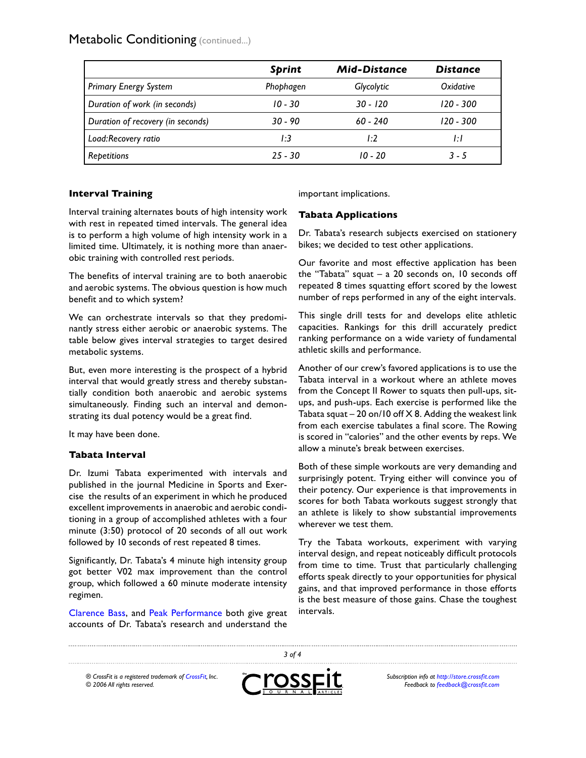| | ***Sprint*** | ***Mid-Distance*** | ***Distance*** |
|---|---|---|---|
| *Primary Energy System* | *Phophagen* | *Glycolytic* | *Oxidative* |
| *Duration of work (in seconds)* | *10 - 30* | *30 - 120* | *120 - 300* |
| *Duration of recovery (in seconds)* | *30 - 90* | *60 - 240* | *120 - 300* |
| *Load:Recovery ratio* | *1:3* | *1:2* | *1:1* |
| *Repetitions* | *25 - 30* | *10 - 20* | *3 - 5* |

## Interval Training

Interval training alternates bouts of high intensity work with rest in repeated timed intervals. The general idea is to perform a high volume of high intensity work in a limited time. Ultimately, it is nothing more than anaerobic training with controlled rest periods.

The benefits of interval training are to both anaerobic and aerobic systems. The obvious question is how much benefit and to which system?

We can orchestrate intervals so that they predominantly stress either aerobic or anaerobic systems. The table below gives interval strategies to target desired metabolic systems.

But, even more interesting is the prospect of a hybrid interval that would greatly stress and thereby substantially condition both anaerobic and aerobic systems simultaneously. Finding such an interval and demonstrating its dual potency would be a great find.

It may have been done.

## Tabata Interval

Dr. Izumi Tabata experimented with intervals and published in the journal Medicine in Sports and Exercise the results of an experiment in which he produced excellent improvements in anaerobic and aerobic conditioning in a group of accomplished athletes with a four minute (3:50) protocol of 20 seconds of all out work followed by 10 seconds of rest repeated 8 times.

Significantly, Dr. Tabata's 4 minute high intensity group got better V02 max improvement than the control group, which followed a 60 minute moderate intensity regimen.

Clarence Bass, and Peak Performance both give great accounts of Dr. Tabata's research and understand the important implications.

## Tabata Applications

Dr. Tabata's research subjects exercised on stationery bikes; we decided to test other applications.

Our favorite and most effective application has been the "Tabata" squat – a 20 seconds on, 10 seconds off repeated 8 times squatting effort scored by the lowest number of reps performed in any of the eight intervals.

This single drill tests for and develops elite athletic capacities. Rankings for this drill accurately predict ranking performance on a wide variety of fundamental athletic skills and performance.

Another of our crew's favored applications is to use the Tabata interval in a workout where an athlete moves from the Concept II Rower to squats then pull-ups, sit-ups, and push-ups. Each exercise is performed like the Tabata squat – 20 on/10 off X 8. Adding the weakest link from each exercise tabulates a final score. The Rowing is scored in "calories" and the other events by reps. We allow a minute's break between exercises.

Both of these simple workouts are very demanding and surprisingly potent. Trying either will convince you of their potency. Our experience is that improvements in scores for both Tabata workouts suggest strongly that an athlete is likely to show substantial improvements wherever we test them.

Try the Tabata workouts, experiment with varying interval design, and repeat noticeably difficult protocols from time to time. Trust that particularly challenging efforts speak directly to your opportunities for physical gains, and that improved performance in those efforts is the best measure of those gains. Chase the toughest intervals.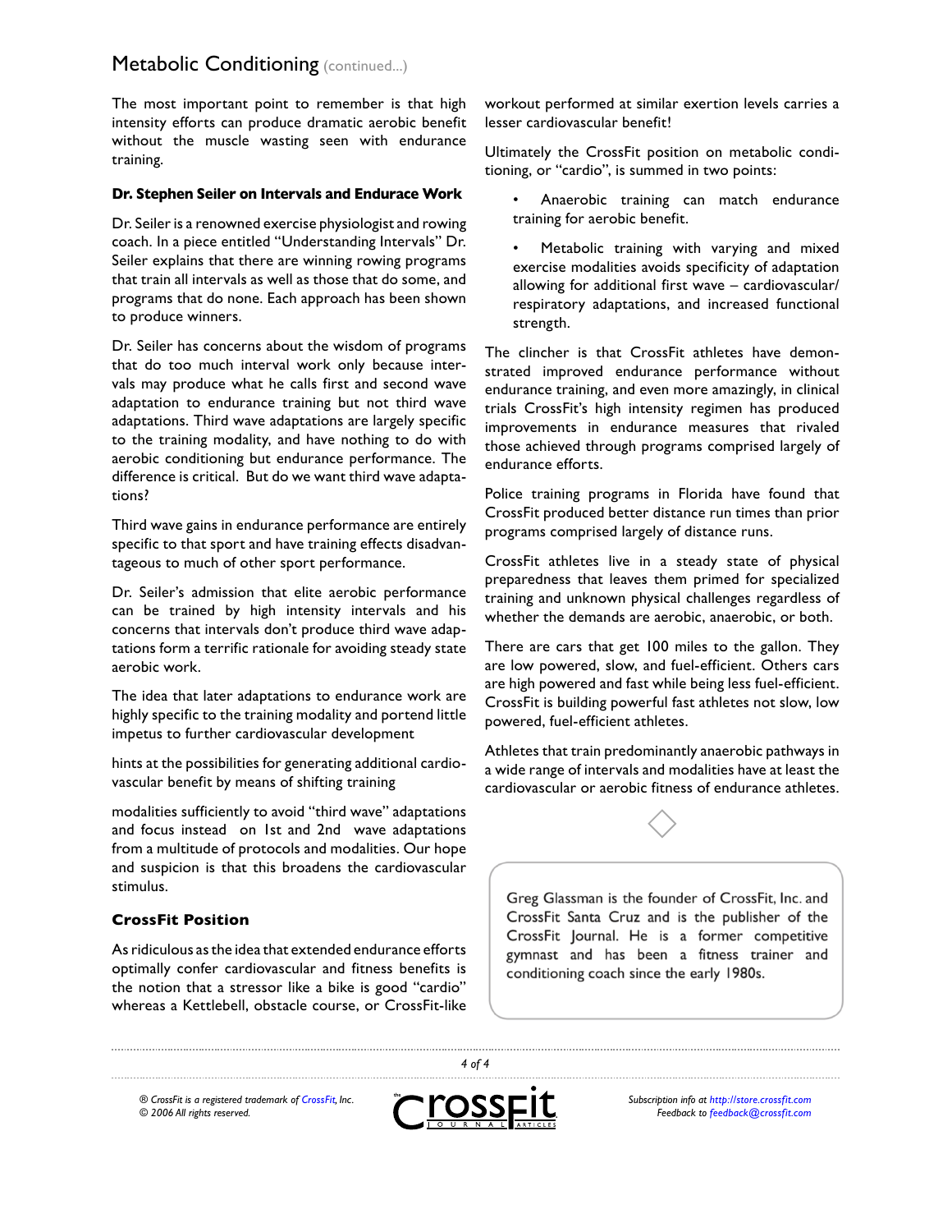The most important point to remember is that high intensity efforts can produce dramatic aerobic benefit without the muscle wasting seen with endurance training.

**Dr. Stephen Seiler on Intervals and Endurance Work**

Dr. Seiler is a renowned exercise physiologist and rowing coach. In a piece entitled "Understanding Intervals" Dr. Seiler explains that there are winning rowing programs that train all intervals as well as those that do some, and programs that do none. Each approach has been shown to produce winners.

Dr. Seiler has concerns about the wisdom of programs that do too much interval work only because intervals may produce what he calls first and second wave adaptation to endurance training but not third wave adaptations. Third wave adaptations are largely specific to the training modality, and have nothing to do with aerobic conditioning but endurance performance. The difference is critical. But do we want third wave adaptations?

Third wave gains in endurance performance are entirely specific to that sport and have training effects disadvantageous to much of other sport performance.

Dr. Seiler's admission that elite aerobic performance can be trained by high intensity intervals and his concerns that intervals don't produce third wave adaptations form a terrific rationale for avoiding steady state aerobic work.

The idea that later adaptations to endurance work are highly specific to the training modality and portend little impetus to further cardiovascular development

hints at the possibilities for generating additional cardiovascular benefit by means of shifting training

modalities sufficiently to avoid "third wave" adaptations and focus instead on 1st and 2nd wave adaptations from a multitude of protocols and modalities. Our hope and suspicion is that this broadens the cardiovascular stimulus.

**CrossFit Position**

As ridiculous as the idea that extended endurance efforts optimally confer cardiovascular and fitness benefits is the notion that a stressor like a bike is good "cardio" whereas a Kettlebell, obstacle course, or CrossFit-like workout performed at similar exertion levels carries a lesser cardiovascular benefit!

Ultimately the CrossFit position on metabolic conditioning, or "cardio", is summed in two points:

- Anaerobic training can match endurance training for aerobic benefit.
- Metabolic training with varying and mixed exercise modalities avoids specificity of adaptation allowing for additional first wave – cardiovascular/respiratory adaptations, and increased functional strength.

The clincher is that CrossFit athletes have demonstrated improved endurance performance without endurance training, and even more amazingly, in clinical trials CrossFit's high intensity regimen has produced improvements in endurance measures that rivaled those achieved through programs comprised largely of endurance efforts.

Police training programs in Florida have found that CrossFit produced better distance run times than prior programs comprised largely of distance runs.

CrossFit athletes live in a steady state of physical preparedness that leaves them primed for specialized training and unknown physical challenges regardless of whether the demands are aerobic, anaerobic, or both.

There are cars that get 100 miles to the gallon. They are low powered, slow, and fuel-efficient. Others cars are high powered and fast while being less fuel-efficient. CrossFit is building powerful fast athletes not slow, low powered, fuel-efficient athletes.

Athletes that train predominantly anaerobic pathways in a wide range of intervals and modalities have at least the cardiovascular or aerobic fitness of endurance athletes.

◇

Greg Glassman is the founder of CrossFit, Inc. and CrossFit Santa Cruz and is the publisher of the CrossFit Journal. He is a former competitive gymnast and has been a fitness trainer and conditioning coach since the early 1980s.

® CrossFit is a registered trademark of CrossFit, Inc.
© 2006 All rights reserved.

Subscription info at http://store.crossfit.com
Feedback to feedback@crossfit.com